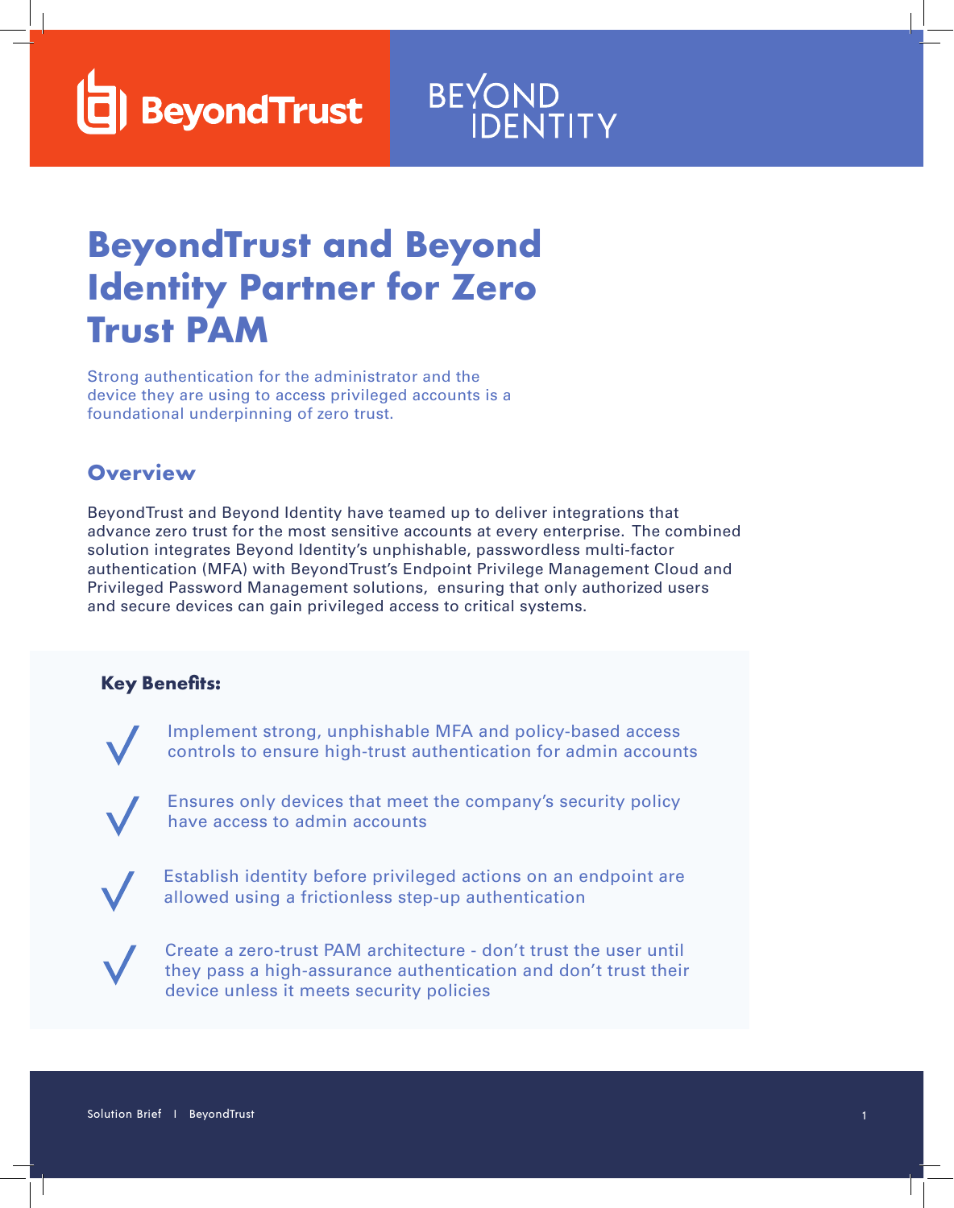BeyondTrust

BEYOND IDENTITY

# BeyondTrust and Beyond Identity Partner for Zero Trust PAM

Strong authentication for the administrator and the device they are using to access privileged accounts is a foundational underpinning of zero trust.

## Overview

BeyondTrust and Beyond Identity have teamed up to deliver integrations that advance zero trust for the most sensitive accounts at every enterprise. The combined solution integrates Beyond Identity's unphishable, passwordless multi-factor authentication (MFA) with BeyondTrust's Endpoint Privilege Management Cloud and Privileged Password Management solutions, ensuring that only authorized users and secure devices can gain privileged access to critical systems.

### Key Benefits:

- Implement strong, unphishable MFA and policy-based access controls to ensure high-trust authentication for admin accounts
- Ensures only devices that meet the company's security policy have access to admin accounts
- Establish identity before privileged actions on an endpoint are allowed using a frictionless step-up authentication
- Create a zero-trust PAM architecture - don't trust the user until they pass a high-assurance authentication and don't trust their device unless it meets security policies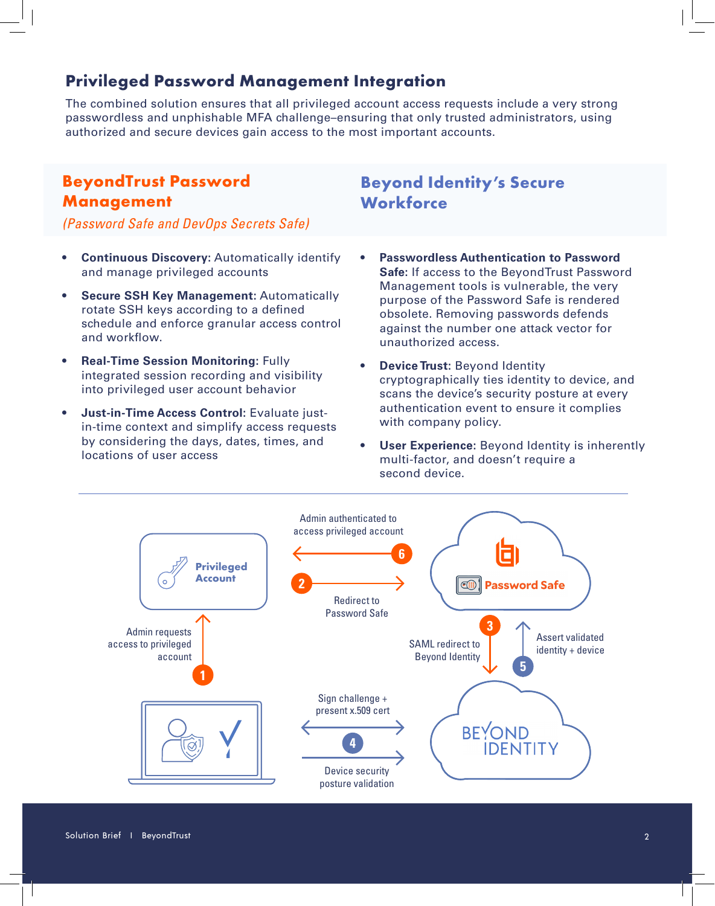## Privileged Password Management Integration

The combined solution ensures that all privileged account access requests include a very strong passwordless and unphishable MFA challenge–ensuring that only trusted administrators, using authorized and secure devices gain access to the most important accounts.

### BeyondTrust Password Management

*(Password Safe and DevOps Secrets Safe)*

- **Continuous Discovery:** Automatically identify and manage privileged accounts
- **Secure SSH Key Management:** Automatically rotate SSH keys according to a defined schedule and enforce granular access control and workflow.
- **Real-Time Session Monitoring:** Fully integrated session recording and visibility into privileged user account behavior
- **Just-in-Time Access Control:** Evaluate just-in-time context and simplify access requests by considering the days, dates, times, and locations of user access

### Beyond Identity's Secure Workforce

- **Passwordless Authentication to Password Safe:** If access to the BeyondTrust Password Management tools is vulnerable, the very purpose of the Password Safe is rendered obsolete. Removing passwords defends against the number one attack vector for unauthorized access.
- **Device Trust:** Beyond Identity cryptographically ties identity to device, and scans the device's security posture at every authentication event to ensure it complies with company policy.
- **User Experience:** Beyond Identity is inherently multi-factor, and doesn't require a second device.

Privileged Account

Password Safe

BEYOND IDENTITY

1. Admin requests access to privileged account
2. Redirect to Password Safe
3. SAML redirect to Beyond Identity
4. Sign challenge + present x.509 cert; Device security posture validation
5. Assert validated identity + device
6. Admin authenticated to access privileged account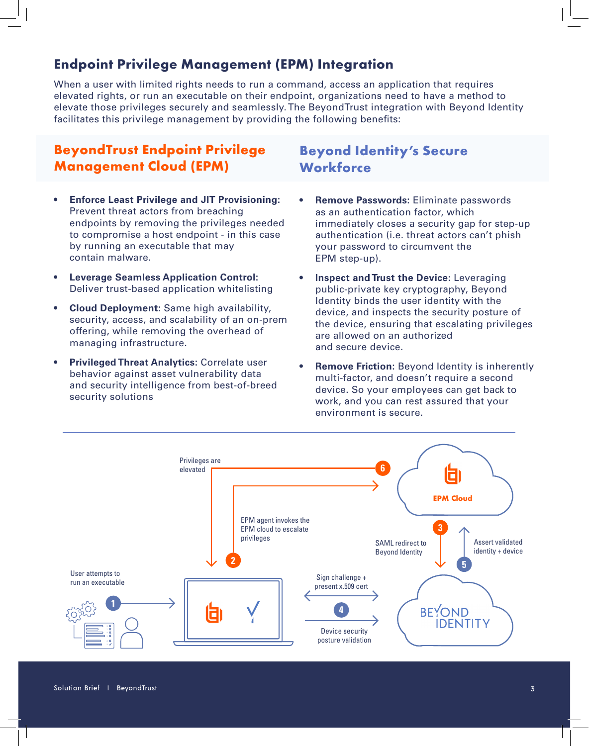## Endpoint Privilege Management (EPM) Integration

When a user with limited rights needs to run a command, access an application that requires elevated rights, or run an executable on their endpoint, organizations need to have a method to elevate those privileges securely and seamlessly. The BeyondTrust integration with Beyond Identity facilitates this privilege management by providing the following benefits:

### BeyondTrust Endpoint Privilege Management Cloud (EPM)

- **Enforce Least Privilege and JIT Provisioning:** Prevent threat actors from breaching endpoints by removing the privileges needed to compromise a host endpoint - in this case by running an executable that may contain malware.
- **Leverage Seamless Application Control:** Deliver trust-based application whitelisting
- **Cloud Deployment:** Same high availability, security, access, and scalability of an on-prem offering, while removing the overhead of managing infrastructure.
- **Privileged Threat Analytics:** Correlate user behavior against asset vulnerability data and security intelligence from best-of-breed security solutions

### Beyond Identity's Secure Workforce

- **Remove Passwords**: Eliminate passwords as an authentication factor, which immediately closes a security gap for step-up authentication (i.e. threat actors can't phish your password to circumvent the EPM step-up).
- **Inspect and Trust the Device**: Leveraging public-private key cryptography, Beyond Identity binds the user identity with the device, and inspects the security posture of the device, ensuring that escalating privileges are allowed on an authorized and secure device.
- **Remove Friction**: Beyond Identity is inherently multi-factor, and doesn't require a second device. So your employees can get back to work, and you can rest assured that your environment is secure.

1 User attempts to run an executable

2 EPM agent invokes the EPM cloud to escalate privileges

3 SAML redirect to Beyond Identity

4 Sign challenge + present x.509 cert; Device security posture validation

5 Assert validated identity + device

6 Privileges are elevated

EPM Cloud

BEYOND IDENTITY